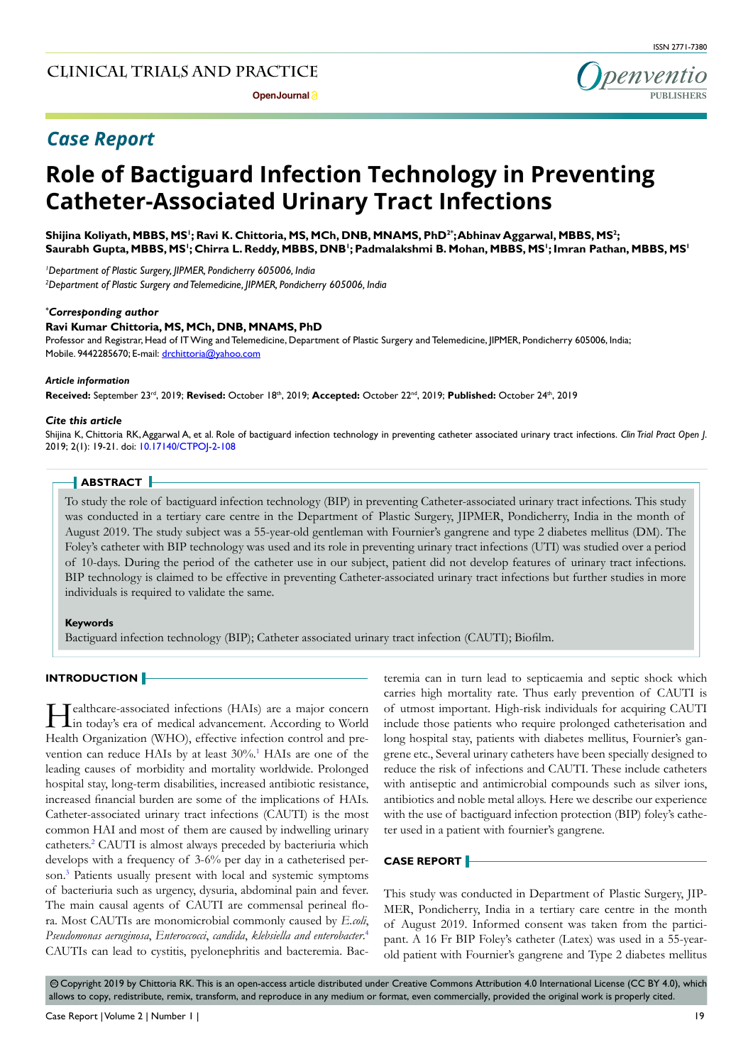# Case Report

# Role of Bactiguard Infection Technology in Preventing Catheter-Associated Urinary Tract Infections

**Shijina Koliyath, MBBS, MS[1]; Ravi K. Chittoria, MS, MCh, DNB, MNAMS, PhD[2*]; Abhinav Aggarwal, MBBS, MS[2]; Saurabh Gupta, MBBS, MS[1]; Chirra L. Reddy, MBBS, DNB[1]; Padmalakshmi B. Mohan, MBBS, MS[1]; Imran Pathan, MBBS, MS[1]**

*[1]Department of Plastic Surgery, JIPMER, Pondicherry 605006, India*
*[2]Department of Plastic Surgery and Telemedicine, JIPMER, Pondicherry 605006, India*

***Corresponding author**
**Ravi Kumar Chittoria, MS, MCh, DNB, MNAMS, PhD**
Professor and Registrar, Head of IT Wing and Telemedicine, Department of Plastic Surgery and Telemedicine, JIPMER, Pondicherry 605006, India; Mobile. 9442285670; E-mail: drchittoria@yahoo.com

***Article information***
**Received:** September 23rd, 2019; **Revised:** October 18th, 2019; **Accepted:** October 22nd, 2019; **Published:** October 24th, 2019

***Cite this article***
Shijina K, Chittoria RK, Aggarwal A, et al. Role of bactiguard infection technology in preventing catheter associated urinary tract infections. *Clin Trial Pract Open J*. 2019; 2(1): 19-21. doi: 10.17140/CTPOJ-2-108

## ABSTRACT

To study the role of bactiguard infection technology (BIP) in preventing Catheter-associated urinary tract infections. This study was conducted in a tertiary care centre in the Department of Plastic Surgery, JIPMER, Pondicherry, India in the month of August 2019. The study subject was a 55-year-old gentleman with Fournier's gangrene and type 2 diabetes mellitus (DM). The Foley's catheter with BIP technology was used and its role in preventing urinary tract infections (UTI) was studied over a period of 10-days. During the period of the catheter use in our subject, patient did not develop features of urinary tract infections. BIP technology is claimed to be effective in preventing Catheter-associated urinary tract infections but further studies in more individuals is required to validate the same.

**Keywords**
Bactiguard infection technology (BIP); Catheter associated urinary tract infection (CAUTI); Biofilm.

## INTRODUCTION

Healthcare-associated infections (HAIs) are a major concern in today's era of medical advancement. According to World Health Organization (WHO), effective infection control and prevention can reduce HAIs by at least 30%.[1] HAIs are one of the leading causes of morbidity and mortality worldwide. Prolonged hospital stay, long-term disabilities, increased antibiotic resistance, increased financial burden are some of the implications of HAIs. Catheter-associated urinary tract infections (CAUTI) is the most common HAI and most of them are caused by indwelling urinary catheters.[2] CAUTI is almost always preceded by bacteriuria which develops with a frequency of 3-6% per day in a catheterised person.[3] Patients usually present with local and systemic symptoms of bacteriuria such as urgency, dysuria, abdominal pain and fever. The main causal agents of CAUTI are commensal perineal flora. Most CAUTIs are monomicrobial commonly caused by *E.coli*, *Pseudomonas aeruginosa*, *Enteroccoci*, *candida*, *klebsiella and enterobacter*.[4] CAUTIs can lead to cystitis, pyelonephritis and bacteremia. Bacteremia can in turn lead to septicaemia and septic shock which carries high mortality rate. Thus early prevention of CAUTI is of utmost important. High-risk individuals for acquiring CAUTI include those patients who require prolonged catheterisation and long hospital stay, patients with diabetes mellitus, Fournier's gangrene etc., Several urinary catheters have been specially designed to reduce the risk of infections and CAUTI. These include catheters with antiseptic and antimicrobial compounds such as silver ions, antibiotics and noble metal alloys. Here we describe our experience with the use of bactiguard infection protection (BIP) foley's catheter used in a patient with fournier's gangrene.

## CASE REPORT

This study was conducted in Department of Plastic Surgery, JIPMER, Pondicherry, India in a tertiary care centre in the month of August 2019. Informed consent was taken from the participant. A 16 Fr BIP Foley's catheter (Latex) was used in a 55-year-old patient with Fournier's gangrene and Type 2 diabetes mellitus

© Copyright 2019 by Chittoria RK. This is an open-access article distributed under Creative Commons Attribution 4.0 International License (CC BY 4.0), which allows to copy, redistribute, remix, transform, and reproduce in any medium or format, even commercially, provided the original work is properly cited.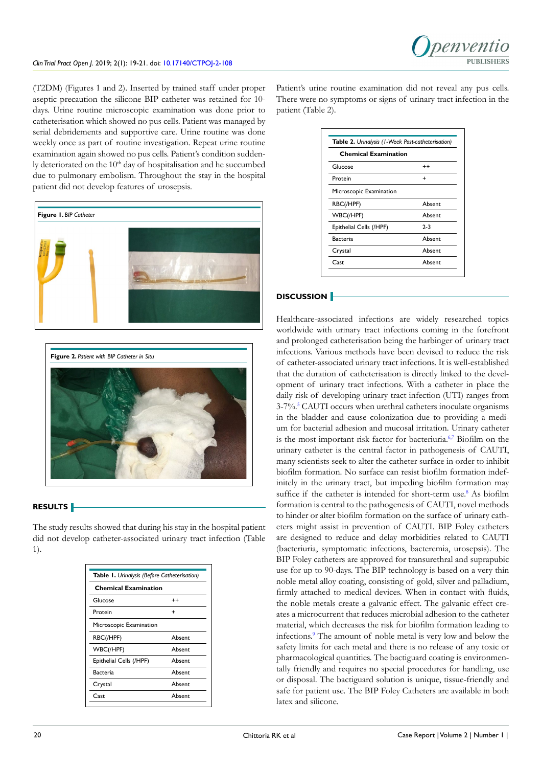(T2DM) (Figures 1 and 2). Inserted by trained staff under proper aseptic precaution the silicone BIP catheter was retained for 10-days. Urine routine microscopic examination was done prior to catheterisation which showed no pus cells. Patient was managed by serial debridements and supportive care. Urine routine was done weekly once as part of routine investigation. Repeat urine routine examination again showed no pus cells. Patient's condition suddenly deteriorated on the 10th day of hospitalisation and he succumbed due to pulmonary embolism. Throughout the stay in the hospital patient did not develop features of urosepsis.

**Figure 1.** *BIP Catheter*

**Figure 2.** *Patient with BIP Catheter in Situ*

## RESULTS

The study results showed that during his stay in the hospital patient did not develop catheter-associated urinary tract infection (Table 1).

**Table 1.** *Urinalysis (Before Catheterisation)*

| Chemical Examination | |
|---|---|
| Glucose | ++ |
| Protein | + |
| Microscopic Examination | |
| RBC(/HPF) | Absent |
| WBC(/HPF) | Absent |
| Epithelial Cells (/HPF) | Absent |
| Bacteria | Absent |
| Crystal | Absent |
| Cast | Absent |

Patient's urine routine examination did not reveal any pus cells. There were no symptoms or signs of urinary tract infection in the patient (Table 2).

**Table 2.** *Urinalysis (1-Week Post-catheterisation)*

| Chemical Examination | |
|---|---|
| Glucose | ++ |
| Protein | + |
| Microscopic Examination | |
| RBC(/HPF) | Absent |
| WBC(/HPF) | Absent |
| Epithelial Cells (/HPF) | 2-3 |
| Bacteria | Absent |
| Crystal | Absent |
| Cast | Absent |

## DISCUSSION

Healthcare-associated infections are widely researched topics worldwide with urinary tract infections coming in the forefront and prolonged catheterisation being the harbinger of urinary tract infections. Various methods have been devised to reduce the risk of catheter-associated urinary tract infections. It is well-established that the duration of catheterisation is directly linked to the development of urinary tract infections. With a catheter in place the daily risk of developing urinary tract infection (UTI) ranges from 3-7%.[5] CAUTI occurs when urethral catheters inoculate organisms in the bladder and cause colonization due to providing a medium for bacterial adhesion and mucosal irritation. Urinary catheter is the most important risk factor for bacteriuria.[6,7] Biofilm on the urinary catheter is the central factor in pathogenesis of CAUTI, many scientists seek to alter the catheter surface in order to inhibit biofilm formation. No surface can resist biofilm formation indefinitely in the urinary tract, but impeding biofilm formation may suffice if the catheter is intended for short-term use.[8] As biofilm formation is central to the pathogenesis of CAUTI, novel methods to hinder or alter biofilm formation on the surface of urinary catheters might assist in prevention of CAUTI. BIP Foley catheters are designed to reduce and delay morbidities related to CAUTI (bacteriuria, symptomatic infections, bacteremia, urosepsis). The BIP Foley catheters are approved for transurethral and suprapubic use for up to 90-days. The BIP technology is based on a very thin noble metal alloy coating, consisting of gold, silver and palladium, firmly attached to medical devices. When in contact with fluids, the noble metals create a galvanic effect. The galvanic effect creates a microcurrent that reduces microbial adhesion to the catheter material, which decreases the risk for biofilm formation leading to infections.[9] The amount of noble metal is very low and below the safety limits for each metal and there is no release of any toxic or pharmacological quantities. The bactiguard coating is environmentally friendly and requires no special procedures for handling, use or disposal. The bactiguard solution is unique, tissue-friendly and safe for patient use. The BIP Foley Catheters are available in both latex and silicone.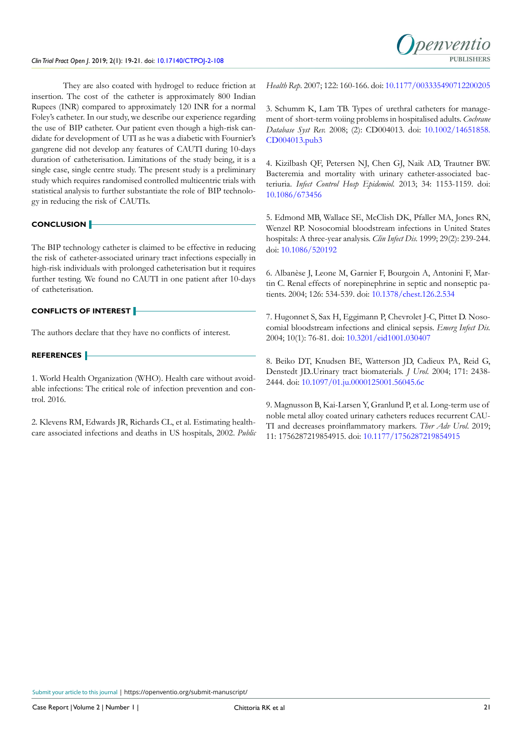They are also coated with hydrogel to reduce friction at insertion. The cost of the catheter is approximately 800 Indian Rupees (INR) compared to approximately 120 INR for a normal Foley's catheter. In our study, we describe our experience regarding the use of BIP catheter. Our patient even though a high-risk candidate for development of UTI as he was a diabetic with Fournier's gangrene did not develop any features of CAUTI during 10-days duration of catheterisation. Limitations of the study being, it is a single case, single centre study. The present study is a preliminary study which requires randomised controlled multicentric trials with statistical analysis to further substantiate the role of BIP technology in reducing the risk of CAUTIs.

## CONCLUSION

The BIP technology catheter is claimed to be effective in reducing the risk of catheter-associated urinary tract infections especially in high-risk individuals with prolonged catheterisation but it requires further testing. We found no CAUTI in one patient after 10-days of catheterisation.

## CONFLICTS OF INTEREST

The authors declare that they have no conflicts of interest.

## REFERENCES

1. World Health Organization (WHO). Health care without avoidable infections: The critical role of infection prevention and control. 2016.

2. Klevens RM, Edwards JR, Richards CL, et al. Estimating healthcare associated infections and deaths in US hospitals, 2002. *Public Health Rep*. 2007; 122: 160-166. doi: 10.1177/003335490712200205

3. Schumm K, Lam TB. Types of urethral catheters for management of short-term voiing problems in hospitalised adults. *Cochrane Database Syst Rev*. 2008; (2): CD004013. doi: 10.1002/14651858.CD004013.pub3

4. Kizilbash QF, Petersen NJ, Chen GJ, Naik AD, Trautner BW. Bacteremia and mortality with urinary catheter-associated bacteriuria. *Infect Control Hosp Epidemiol*. 2013; 34: 1153-1159. doi: 10.1086/673456

5. Edmond MB, Wallace SE, McClish DK, Pfaller MA, Jones RN, Wenzel RP. Nosocomial bloodstream infections in United States hospitals: A three-year analysis. *Clin Infect Dis*. 1999; 29(2): 239-244. doi: 10.1086/520192

6. Albanèse J, Leone M, Garnier F, Bourgoin A, Antonini F, Martin C. Renal effects of norepinephrine in septic and nonseptic patients. 2004; 126: 534-539. doi: 10.1378/chest.126.2.534

7. Hugonnet S, Sax H, Eggimann P, Chevrolet J-C, Pittet D. Nosocomial bloodstream infections and clinical sepsis. *Emerg Infect Dis*. 2004; 10(1): 76-81. doi: 10.3201/eid1001.030407

8. Beiko DT, Knudsen BE, Watterson JD, Cadieux PA, Reid G, Denstedt JD..Urinary tract biomaterials. *J Urol*. 2004; 171: 2438-2444. doi: 10.1097/01.ju.0000125001.56045.6c

9. Magnusson B, Kai-Larsen Y, Granlund P, et al. Long-term use of noble metal alloy coated urinary catheters reduces recurrent CAUTI and decreases proinflammatory markers. *Ther Adv Urol*. 2019; 11: 1756287219854915. doi: 10.1177/1756287219854915